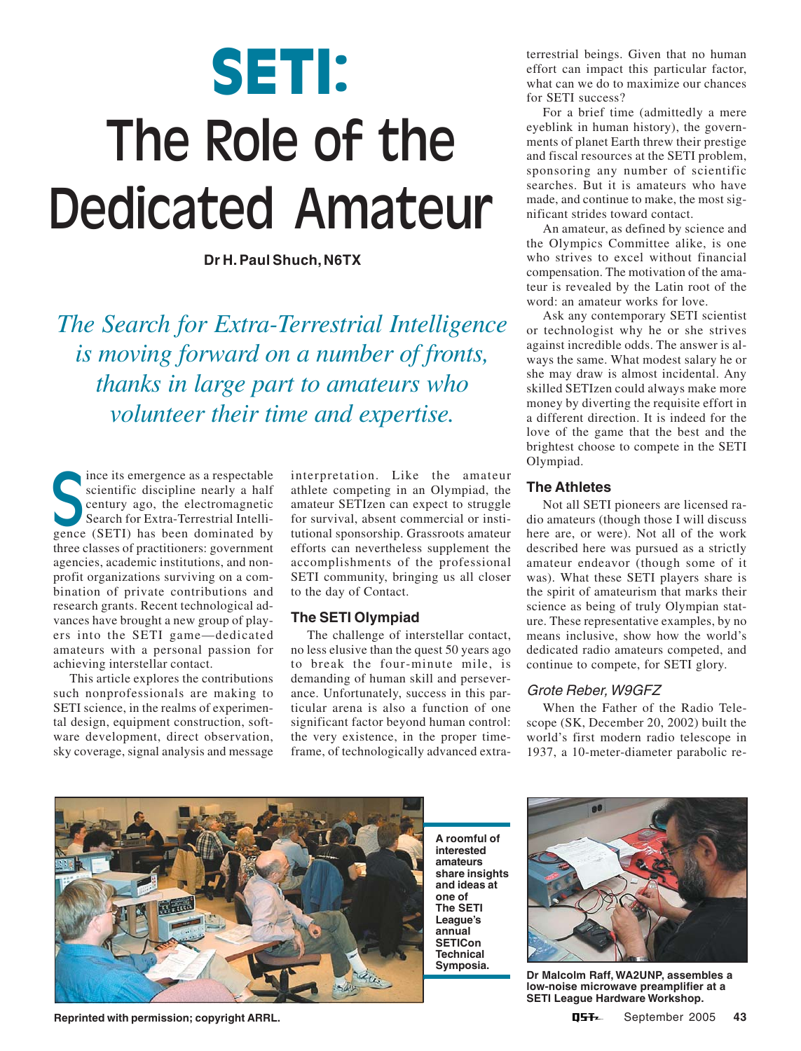# SETI: The Role of the Dedicated Amateur

**Dr H. Paul Shuch, N6TX**

*The Search for Extra-Terrestrial Intelligence is moving forward on a number of fronts, thanks in large part to amateurs who volunteer their time and expertise.*

Since its emergence as a respectable scientific discipline nearly a half century ago, the electromagnetic Search for Extra-Terrestrial Intelligence (SETI) has been dominated by three classes of practitioners: government agencies, academic institutions, and non-profit organizations surviving on a combination of private contributions and research grants. Recent technological advances have brought a new group of players into the SETI game—dedicated amateurs with a personal passion for achieving interstellar contact.

This article explores the contributions such nonprofessionals are making to SETI science, in the realms of experimental design, equipment construction, software development, direct observation, sky coverage, signal analysis and message interpretation. Like the amateur athlete competing in an Olympiad, the amateur SETIzen can expect to struggle for survival, absent commercial or institutional sponsorship. Grassroots amateur efforts can nevertheless supplement the accomplishments of the professional SETI community, bringing us all closer to the day of Contact.

### The SETI Olympiad

The challenge of interstellar contact, no less elusive than the quest 50 years ago to break the four-minute mile, is demanding of human skill and perseverance. Unfortunately, success in this particular arena is also a function of one significant factor beyond human control: the very existence, in the proper timeframe, of technologically advanced extra-terrestrial beings. Given that no human effort can impact this particular factor, what can we do to maximize our chances for SETI success?

For a brief time (admittedly a mere eyeblink in human history), the governments of planet Earth threw their prestige and fiscal resources at the SETI problem, sponsoring any number of scientific searches. But it is amateurs who have made, and continue to make, the most significant strides toward contact.

An amateur, as defined by science and the Olympics Committee alike, is one who strives to excel without financial compensation. The motivation of the amateur is revealed by the Latin root of the word: an amateur works for love.

Ask any contemporary SETI scientist or technologist why he or she strives against incredible odds. The answer is always the same. What modest salary he or she may draw is almost incidental. Any skilled SETIzen could always make more money by diverting the requisite effort in a different direction. It is indeed for the love of the game that the best and the brightest choose to compete in the SETI Olympiad.

### The Athletes

Not all SETI pioneers are licensed radio amateurs (though those I will discuss here are, or were). Not all of the work described here was pursued as a strictly amateur endeavor (though some of it was). What these SETI players share is the spirit of amateurism that marks their science as being of truly Olympian stature. These representative examples, by no means inclusive, show how the world's dedicated radio amateurs competed, and continue to compete, for SETI glory.

#### *Grote Reber, W9GFZ*

When the Father of the Radio Telescope (SK, December 20, 2002) built the world's first modern radio telescope in 1937, a 10-meter-diameter parabolic re-

**A roomful of interested amateurs share insights and ideas at one of The SETI League's annual SETICon Technical Symposia.**

**Dr Malcolm Raff, WA2UNP, assembles a low-noise microwave preamplifier at a SETI League Hardware Workshop.**

**Reprinted with permission; copyright ARRL.**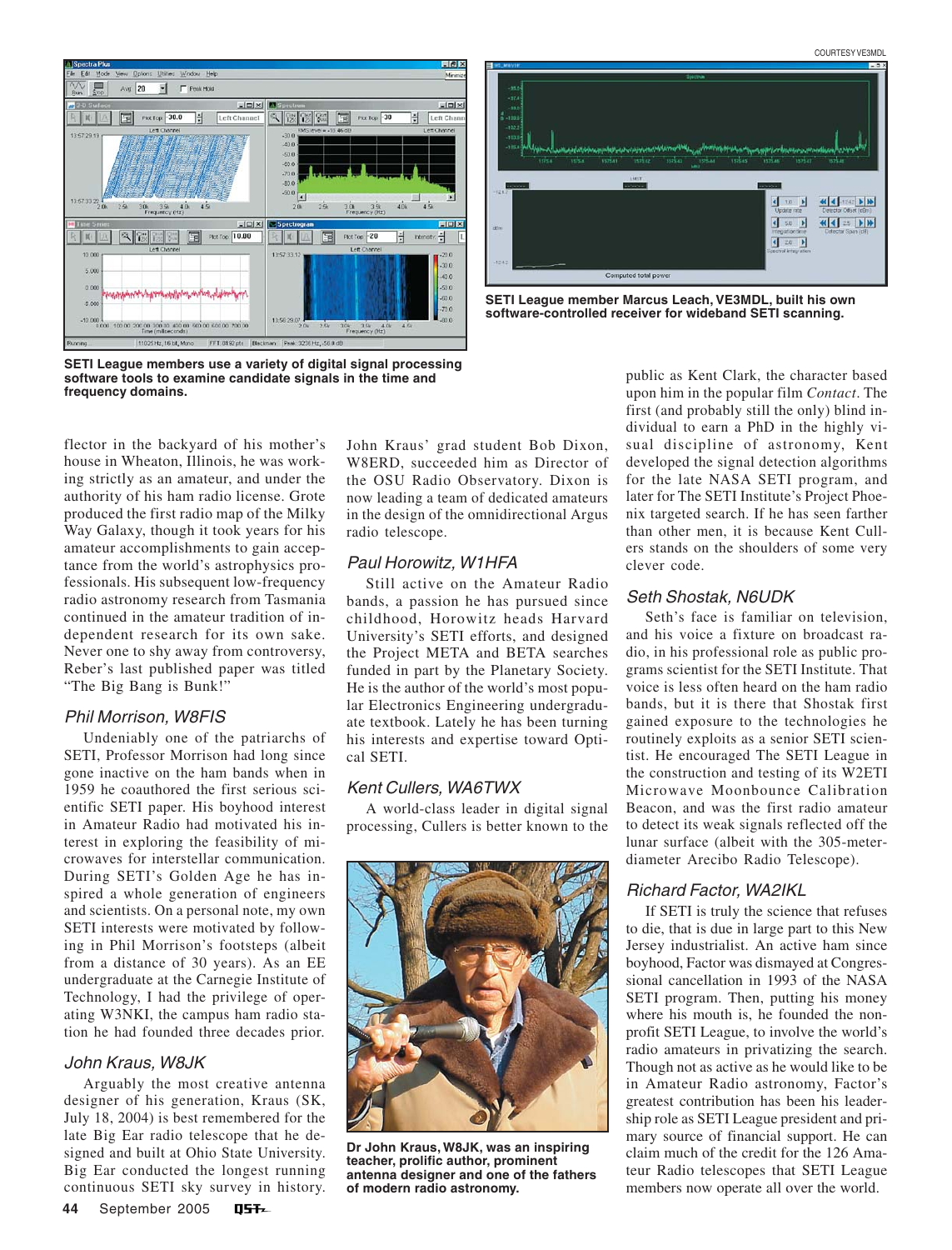COURTESY VE3MDL

SETI League members use a variety of digital signal processing software tools to examine candidate signals in the time and frequency domains.

SETI League member Marcus Leach, VE3MDL, built his own software-controlled receiver for wideband SETI scanning.

flector in the backyard of his mother's house in Wheaton, Illinois, he was working strictly as an amateur, and under the authority of his ham radio license. Grote produced the first radio map of the Milky Way Galaxy, though it took years for his amateur accomplishments to gain acceptance from the world's astrophysics professionals. His subsequent low-frequency radio astronomy research from Tasmania continued in the amateur tradition of independent research for its own sake. Never one to shy away from controversy, Reber's last published paper was titled "The Big Bang is Bunk!"

### Phil Morrison, W8FIS

Undeniably one of the patriarchs of SETI, Professor Morrison had long since gone inactive on the ham bands when in 1959 he coauthored the first serious scientific SETI paper. His boyhood interest in Amateur Radio had motivated his interest in exploring the feasibility of microwaves for interstellar communication. During SETI's Golden Age he has inspired a whole generation of engineers and scientists. On a personal note, my own SETI interests were motivated by following in Phil Morrison's footsteps (albeit from a distance of 30 years). As an EE undergraduate at the Carnegie Institute of Technology, I had the privilege of operating W3NKI, the campus ham radio station he had founded three decades prior.

### John Kraus, W8JK

Arguably the most creative antenna designer of his generation, Kraus (SK, July 18, 2004) is best remembered for the late Big Ear radio telescope that he designed and built at Ohio State University. Big Ear conducted the longest running continuous SETI sky survey in history. John Kraus' grad student Bob Dixon, W8ERD, succeeded him as Director of the OSU Radio Observatory. Dixon is now leading a team of dedicated amateurs in the design of the omnidirectional Argus radio telescope.

### Paul Horowitz, W1HFA

Still active on the Amateur Radio bands, a passion he has pursued since childhood, Horowitz heads Harvard University's SETI efforts, and designed the Project META and BETA searches funded in part by the Planetary Society. He is the author of the world's most popular Electronics Engineering undergraduate textbook. Lately he has been turning his interests and expertise toward Optical SETI.

### Kent Cullers, WA6TWX

A world-class leader in digital signal processing, Cullers is better known to the public as Kent Clark, the character based upon him in the popular film *Contact*. The first (and probably still the only) blind individual to earn a PhD in the highly visual discipline of astronomy, Kent developed the signal detection algorithms for the late NASA SETI program, and later for The SETI Institute's Project Phoenix targeted search. If he has seen farther than other men, it is because Kent Cullers stands on the shoulders of some very clever code.

Dr John Kraus, W8JK, was an inspiring teacher, prolific author, prominent antenna designer and one of the fathers of modern radio astronomy.

### Seth Shostak, N6UDK

Seth's face is familiar on television, and his voice a fixture on broadcast radio, in his professional role as public programs scientist for the SETI Institute. That voice is less often heard on the ham radio bands, but it is there that Shostak first gained exposure to the technologies he routinely exploits as a senior SETI scientist. He encouraged The SETI League in the construction and testing of its W2ETI Microwave Moonbounce Calibration Beacon, and was the first radio amateur to detect its weak signals reflected off the lunar surface (albeit with the 305-meter-diameter Arecibo Radio Telescope).

### Richard Factor, WA2IKL

If SETI is truly the science that refuses to die, that is due in large part to this New Jersey industrialist. An active ham since boyhood, Factor was dismayed at Congressional cancellation in 1993 of the NASA SETI program. Then, putting his money where his mouth is, he founded the nonprofit SETI League, to involve the world's radio amateurs in privatizing the search. Though not as active as he would like to be in Amateur Radio astronomy, Factor's greatest contribution has been his leadership role as SETI League president and primary source of financial support. He can claim much of the credit for the 126 Amateur Radio telescopes that SETI League members now operate all over the world.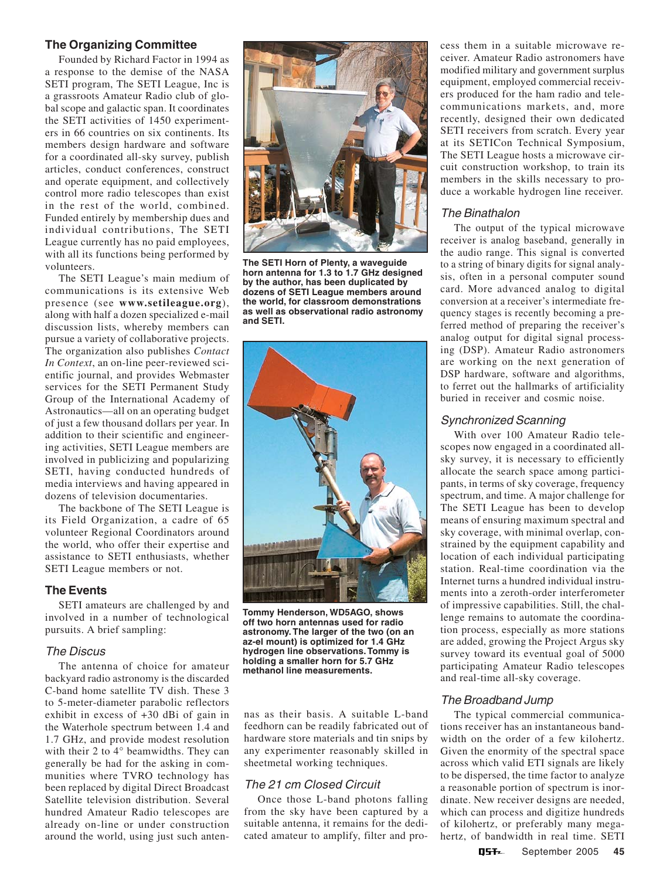## The Organizing Committee

Founded by Richard Factor in 1994 as a response to the demise of the NASA SETI program, The SETI League, Inc is a grassroots Amateur Radio club of global scope and galactic span. It coordinates the SETI activities of 1450 experimenters in 66 countries on six continents. Its members design hardware and software for a coordinated all-sky survey, publish articles, conduct conferences, construct and operate equipment, and collectively control more radio telescopes than exist in the rest of the world, combined. Funded entirely by membership dues and individual contributions, The SETI League currently has no paid employees, with all its functions being performed by volunteers.

The SETI League's main medium of communications is its extensive Web presence (see **www.setileague.org**), along with half a dozen specialized e-mail discussion lists, whereby members can pursue a variety of collaborative projects. The organization also publishes *Contact In Context*, an on-line peer-reviewed scientific journal, and provides Webmaster services for the SETI Permanent Study Group of the International Academy of Astronautics—all on an operating budget of just a few thousand dollars per year. In addition to their scientific and engineering activities, SETI League members are involved in publicizing and popularizing SETI, having conducted hundreds of media interviews and having appeared in dozens of television documentaries.

The backbone of The SETI League is its Field Organization, a cadre of 65 volunteer Regional Coordinators around the world, who offer their expertise and assistance to SETI enthusiasts, whether SETI League members or not.

## The Events

SETI amateurs are challenged by and involved in a number of technological pursuits. A brief sampling:

### *The Discus*

The antenna of choice for amateur backyard radio astronomy is the discarded C-band home satellite TV dish. These 3 to 5-meter-diameter parabolic reflectors exhibit in excess of +30 dBi of gain in the Waterhole spectrum between 1.4 and 1.7 GHz, and provide modest resolution with their 2 to 4° beamwidths. They can generally be had for the asking in communities where TVRO technology has been replaced by digital Direct Broadcast Satellite television distribution. Several hundred Amateur Radio telescopes are already on-line or under construction around the world, using just such antennas as their basis. A suitable L-band feedhorn can be readily fabricated out of hardware store materials and tin snips by any experimenter reasonably skilled in sheetmetal working techniques.

**The SETI Horn of Plenty, a waveguide horn antenna for 1.3 to 1.7 GHz designed by the author, has been duplicated by dozens of SETI League members around the world, for classroom demonstrations as well as observational radio astronomy and SETI.**

**Tommy Henderson, WD5AGO, shows off two horn antennas used for radio astronomy. The larger of the two (on an az-el mount) is optimized for 1.4 GHz hydrogen line observations. Tommy is holding a smaller horn for 5.7 GHz methanol line measurements.**

### *The 21 cm Closed Circuit*

Once those L-band photons falling from the sky have been captured by a suitable antenna, it remains for the dedicated amateur to amplify, filter and process them in a suitable microwave receiver. Amateur Radio astronomers have modified military and government surplus equipment, employed commercial receivers produced for the ham radio and telecommunications markets, and, more recently, designed their own dedicated SETI receivers from scratch. Every year at its SETICon Technical Symposium, The SETI League hosts a microwave circuit construction workshop, to train its members in the skills necessary to produce a workable hydrogen line receiver.

### *The Binathalon*

The output of the typical microwave receiver is analog baseband, generally in the audio range. This signal is converted to a string of binary digits for signal analysis, often in a personal computer sound card. More advanced analog to digital conversion at a receiver's intermediate frequency stages is recently becoming a preferred method of preparing the receiver's analog output for digital signal processing (DSP). Amateur Radio astronomers are working on the next generation of DSP hardware, software and algorithms, to ferret out the hallmarks of artificiality buried in receiver and cosmic noise.

### *Synchronized Scanning*

With over 100 Amateur Radio telescopes now engaged in a coordinated all-sky survey, it is necessary to efficiently allocate the search space among participants, in terms of sky coverage, frequency spectrum, and time. A major challenge for The SETI League has been to develop means of ensuring maximum spectral and sky coverage, with minimal overlap, constrained by the equipment capability and location of each individual participating station. Real-time coordination via the Internet turns a hundred individual instruments into a zeroth-order interferometer of impressive capabilities. Still, the challenge remains to automate the coordination process, especially as more stations are added, growing the Project Argus sky survey toward its eventual goal of 5000 participating Amateur Radio telescopes and real-time all-sky coverage.

### *The Broadband Jump*

The typical commercial communications receiver has an instantaneous bandwidth on the order of a few kilohertz. Given the enormity of the spectral space across which valid ETI signals are likely to be dispersed, the time factor to analyze a reasonable portion of spectrum is inordinate. New receiver designs are needed, which can process and digitize hundreds of kilohertz, or preferably many megahertz, of bandwidth in real time. SETI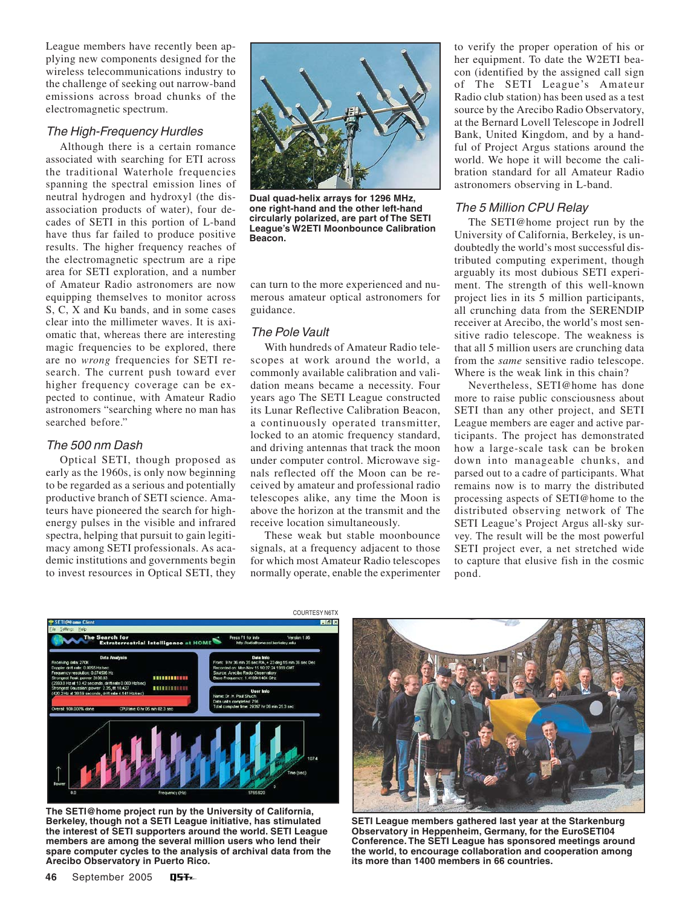League members have recently been applying new components designed for the wireless telecommunications industry to the challenge of seeking out narrow-band emissions across broad chunks of the electromagnetic spectrum.

### The High-Frequency Hurdles

Although there is a certain romance associated with searching for ETI across the traditional Waterhole frequencies spanning the spectral emission lines of neutral hydrogen and hydroxyl (the dissociation products of water), four decades of SETI in this portion of L-band have thus far failed to produce positive results. The higher frequency reaches of the electromagnetic spectrum are a ripe area for SETI exploration, and a number of Amateur Radio astronomers are now equipping themselves to monitor across S, C, X and Ku bands, and in some cases clear into the millimeter waves. It is axiomatic that, whereas there are interesting magic frequencies to be explored, there are no *wrong* frequencies for SETI research. The current push toward ever higher frequency coverage can be expected to continue, with Amateur Radio astronomers "searching where no man has searched before."

### The 500 nm Dash

Optical SETI, though proposed as early as the 1960s, is only now beginning to be regarded as a serious and potentially productive branch of SETI science. Amateurs have pioneered the search for high-energy pulses in the visible and infrared spectra, helping that pursuit to gain legitimacy among SETI professionals. As academic institutions and governments begin to invest resources in Optical SETI, they can turn to the more experienced and numerous amateur optical astronomers for guidance.

**Dual quad-helix arrays for 1296 MHz, one right-hand and the other left-hand circularly polarized, are part of The SETI League's W2ETI Moonbounce Calibration Beacon.**

### The Pole Vault

With hundreds of Amateur Radio telescopes at work around the world, a commonly available calibration and validation means became a necessity. Four years ago The SETI League constructed its Lunar Reflective Calibration Beacon, a continuously operated transmitter, locked to an atomic frequency standard, and driving antennas that track the moon under computer control. Microwave signals reflected off the Moon can be received by amateur and professional radio telescopes alike, any time the Moon is above the horizon at the transmit and the receive location simultaneously.

These weak but stable moonbounce signals, at a frequency adjacent to those for which most Amateur Radio telescopes normally operate, enable the experimenter to verify the proper operation of his or her equipment. To date the W2ETI beacon (identified by the assigned call sign of The SETI League's Amateur Radio club station) has been used as a test source by the Arecibo Radio Observatory, at the Bernard Lovell Telescope in Jodrell Bank, United Kingdom, and by a handful of Project Argus stations around the world. We hope it will become the calibration standard for all Amateur Radio astronomers observing in L-band.

### The 5 Million CPU Relay

The SETI@home project run by the University of California, Berkeley, is undoubtedly the world's most successful distributed computing experiment, though arguably its most dubious SETI experiment. The strength of this well-known project lies in its 5 million participants, all crunching data from the SERENDIP receiver at Arecibo, the world's most sensitive radio telescope. The weakness is that all 5 million users are crunching data from the *same* sensitive radio telescope. Where is the weak link in this chain?

Nevertheless, SETI@home has done more to raise public consciousness about SETI than any other project, and SETI League members are eager and active participants. The project has demonstrated how a large-scale task can be broken down into manageable chunks, and parsed out to a cadre of participants. What remains now is to marry the distributed processing aspects of SETI@home to the distributed observing network of The SETI League's Project Argus all-sky survey. The result will be the most powerful SETI project ever, a net stretched wide to capture that elusive fish in the cosmic pond.

COURTESY N6TX

**The SETI@home project run by the University of California, Berkeley, though not a SETI League initiative, has stimulated the interest of SETI supporters around the world. SETI League members are among the several million users who lend their spare computer cycles to the analysis of archival data from the Arecibo Observatory in Puerto Rico.**

**SETI League members gathered last year at the Starkenburg Observatory in Heppenheim, Germany, for the EuroSETI04 Conference. The SETI League has sponsored meetings around the world, to encourage collaboration and cooperation among its more than 1400 members in 66 countries.**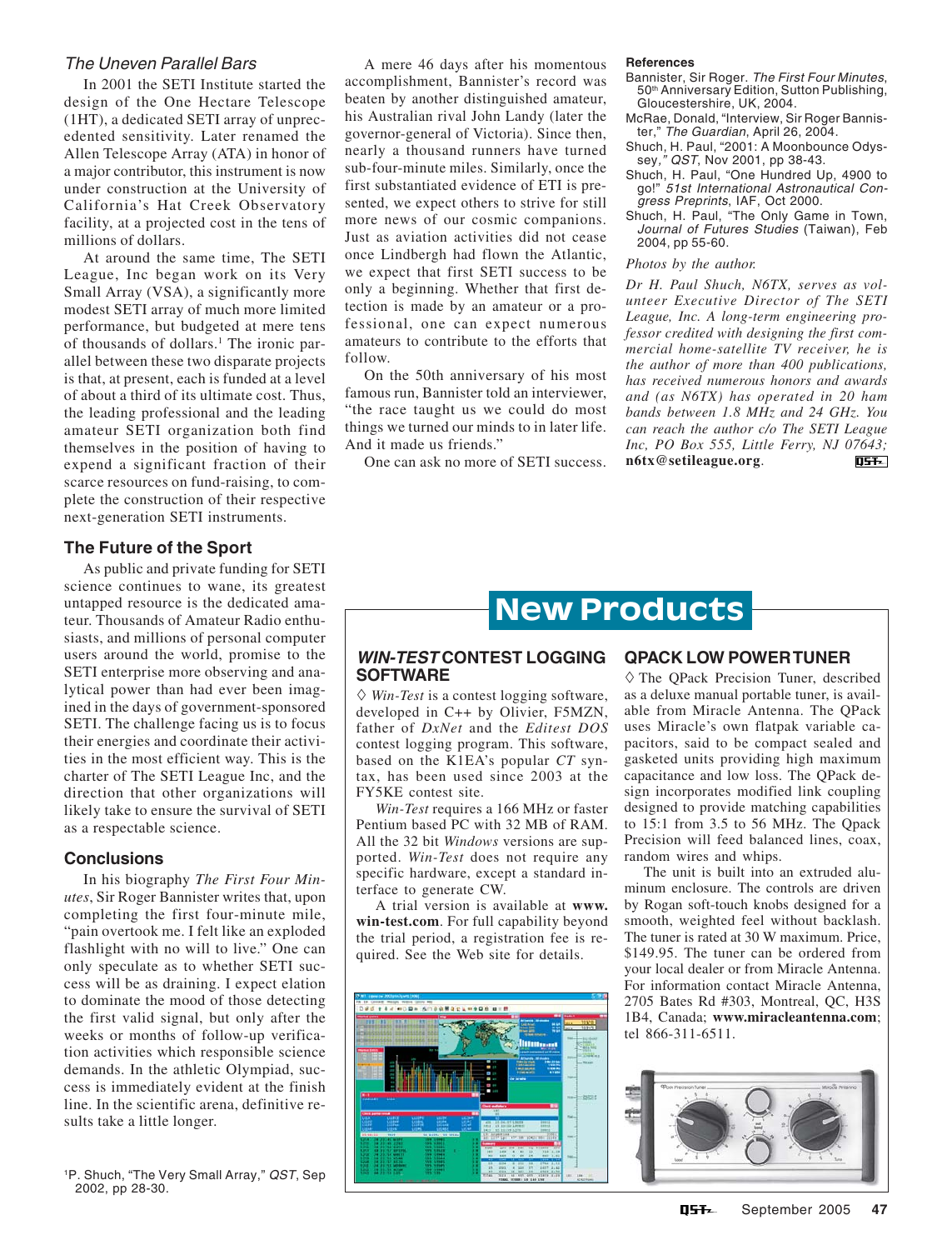### The Uneven Parallel Bars

In 2001 the SETI Institute started the design of the One Hectare Telescope (1HT), a dedicated SETI array of unprecedented sensitivity. Later renamed the Allen Telescope Array (ATA) in honor of a major contributor, this instrument is now under construction at the University of California's Hat Creek Observatory facility, at a projected cost in the tens of millions of dollars.

At around the same time, The SETI League, Inc began work on its Very Small Array (VSA), a significantly more modest SETI array of much more limited performance, but budgeted at mere tens of thousands of dollars.[1] The ironic parallel between these two disparate projects is that, at present, each is funded at a level of about a third of its ultimate cost. Thus, the leading professional and the leading amateur SETI organization both find themselves in the position of having to expend a significant fraction of their scarce resources on fund-raising, to complete the construction of their respective next-generation SETI instruments.

### The Future of the Sport

As public and private funding for SETI science continues to wane, its greatest untapped resource is the dedicated amateur. Thousands of Amateur Radio enthusiasts, and millions of personal computer users around the world, promise to the SETI enterprise more observing and analytical power than had ever been imagined in the days of government-sponsored SETI. The challenge facing us is to focus their energies and coordinate their activities in the most efficient way. This is the charter of The SETI League Inc, and the direction that other organizations will likely take to ensure the survival of SETI as a respectable science.

### Conclusions

In his biography *The First Four Minutes*, Sir Roger Bannister writes that, upon completing the first four-minute mile, "pain overtook me. I felt like an exploded flashlight with no will to live." One can only speculate as to whether SETI success will be as draining. I expect elation to dominate the mood of those detecting the first valid signal, but only after the weeks or months of follow-up verification activities which responsible science demands. In the athletic Olympiad, success is immediately evident at the finish line. In the scientific arena, definitive results take a little longer.

A mere 46 days after his momentous accomplishment, Bannister's record was beaten by another distinguished amateur, his Australian rival John Landy (later the governor-general of Victoria). Since then, nearly a thousand runners have turned sub-four-minute miles. Similarly, once the first substantiated evidence of ETI is presented, we expect others to strive for still more news of our cosmic companions. Just as aviation activities did not cease once Lindbergh had flown the Atlantic, we expect that first SETI success to be only a beginning. Whether that first detection is made by an amateur or a professional, one can expect numerous amateurs to contribute to the efforts that follow.

On the 50th anniversary of his most famous run, Bannister told an interviewer, "the race taught us we could do most things we turned our minds to in later life. And it made us friends."

One can ask no more of SETI success.

[1]P. Shuch, "The Very Small Array," *QST*, Sep 2002, pp 28-30.

#### References

Bannister, Sir Roger. *The First Four Minutes*, 50th Anniversary Edition, Sutton Publishing, Gloucestershire, UK, 2004.

McRae, Donald, "Interview, Sir Roger Bannister," *The Guardian*, April 26, 2004.

Shuch, H. Paul, "2001: A Moonbounce Odyssey," *QST*, Nov 2001, pp 38-43.

Shuch, H. Paul, "One Hundred Up, 4900 to go!" *51st International Astronautical Congress Preprints*, IAF, Oct 2000.

Shuch, H. Paul, "The Only Game in Town, *Journal of Futures Studies* (Taiwan), Feb 2004, pp 55-60.

*Photos by the author.*

*Dr H. Paul Shuch, N6TX, serves as volunteer Executive Director of The SETI League, Inc. A long-term engineering professor credited with designing the first commercial home-satellite TV receiver, he is the author of more than 400 publications, has received numerous honors and awards and (as N6TX) has operated in 20 ham bands between 1.8 MHz and 24 GHz. You can reach the author c/o The SETI League Inc, PO Box 555, Little Ferry, NJ 07643;* **n6tx@setileague.org**.

## New Products

### *WIN-TEST* CONTEST LOGGING SOFTWARE

◊ *Win-Test* is a contest logging software, developed in C++ by Olivier, F5MZN, father of *DxNet* and the *Editest DOS* contest logging program. This software, based on the K1EA's popular *CT* syntax, has been used since 2003 at the FY5KE contest site.

*Win-Test* requires a 166 MHz or faster Pentium based PC with 32 MB of RAM. All the 32 bit *Windows* versions are supported. *Win-Test* does not require any specific hardware, except a standard interface to generate CW.

A trial version is available at **www.win-test.com**. For full capability beyond the trial period, a registration fee is required. See the Web site for details.

### QPACK LOW POWER TUNER

◊ The QPack Precision Tuner, described as a deluxe manual portable tuner, is available from Miracle Antenna. The QPack uses Miracle's own flatpak variable capacitors, said to be compact sealed and gasketed units providing high maximum capacitance and low loss. The QPack design incorporates modified link coupling designed to provide matching capabilities to 15:1 from 3.5 to 56 MHz. The Qpack Precision will feed balanced lines, coax, random wires and whips.

The unit is built into an extruded aluminum enclosure. The controls are driven by Rogan soft-touch knobs designed for a smooth, weighted feel without backlash. The tuner is rated at 30 W maximum. Price, $149.95. The tuner can be ordered from your local dealer or from Miracle Antenna. For information contact Miracle Antenna, 2705 Bates Rd #303, Montreal, QC, H3S 1B4, Canada; **www.miracleantenna.com**; tel 866-311-6511.